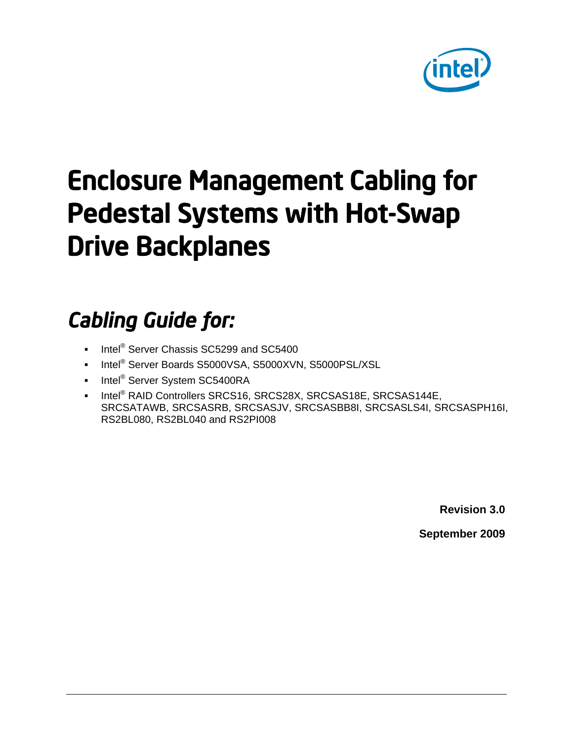# Enclosure Management Cabling for Pedestal Systems with Hot-Swap Drive Backplanes

## *Cabling Guide for:*

- Intel® Server Chassis SC5299 and SC5400
- Intel® Server Boards S5000VSA, S5000XVN, S5000PSL/XSL
- Intel® Server System SC5400RA
- Intel® RAID Controllers SRCS16, SRCS28X, SRCSAS18E, SRCSAS144E, SRCSATAWB, SRCSASRB, SRCSASJV, SRCSASBB8I, SRCSASLS4I, SRCSASPH16I, RS2BL080, RS2BL040 and RS2PI008

**Revision 3.0**

**September 2009**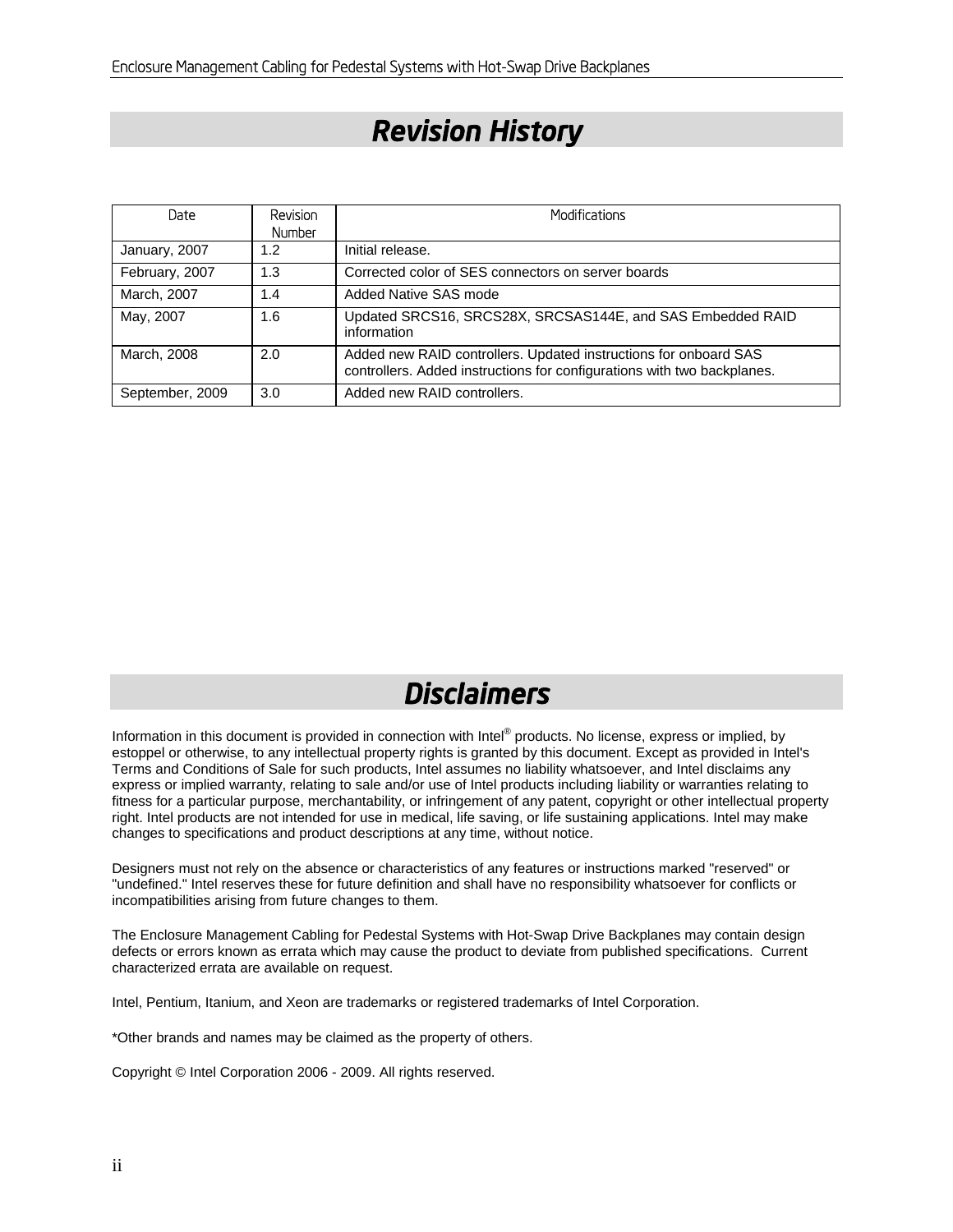# Revision History

| Date | Revision Number | Modifications |
|---|---|---|
| January, 2007 | 1.2 | Initial release. |
| February, 2007 | 1.3 | Corrected color of SES connectors on server boards |
| March, 2007 | 1.4 | Added Native SAS mode |
| May, 2007 | 1.6 | Updated SRCS16, SRCS28X, SRCSAS144E, and SAS Embedded RAID information |
| March, 2008 | 2.0 | Added new RAID controllers. Updated instructions for onboard SAS controllers. Added instructions for configurations with two backplanes. |
| September, 2009 | 3.0 | Added new RAID controllers. |

# Disclaimers

Information in this document is provided in connection with Intel® products. No license, express or implied, by estoppel or otherwise, to any intellectual property rights is granted by this document. Except as provided in Intel's Terms and Conditions of Sale for such products, Intel assumes no liability whatsoever, and Intel disclaims any express or implied warranty, relating to sale and/or use of Intel products including liability or warranties relating to fitness for a particular purpose, merchantability, or infringement of any patent, copyright or other intellectual property right. Intel products are not intended for use in medical, life saving, or life sustaining applications. Intel may make changes to specifications and product descriptions at any time, without notice.

Designers must not rely on the absence or characteristics of any features or instructions marked "reserved" or "undefined." Intel reserves these for future definition and shall have no responsibility whatsoever for conflicts or incompatibilities arising from future changes to them.

The Enclosure Management Cabling for Pedestal Systems with Hot-Swap Drive Backplanes may contain design defects or errors known as errata which may cause the product to deviate from published specifications. Current characterized errata are available on request.

Intel, Pentium, Itanium, and Xeon are trademarks or registered trademarks of Intel Corporation.

*Other brands and names may be claimed as the property of others.

Copyright © Intel Corporation 2006 - 2009. All rights reserved.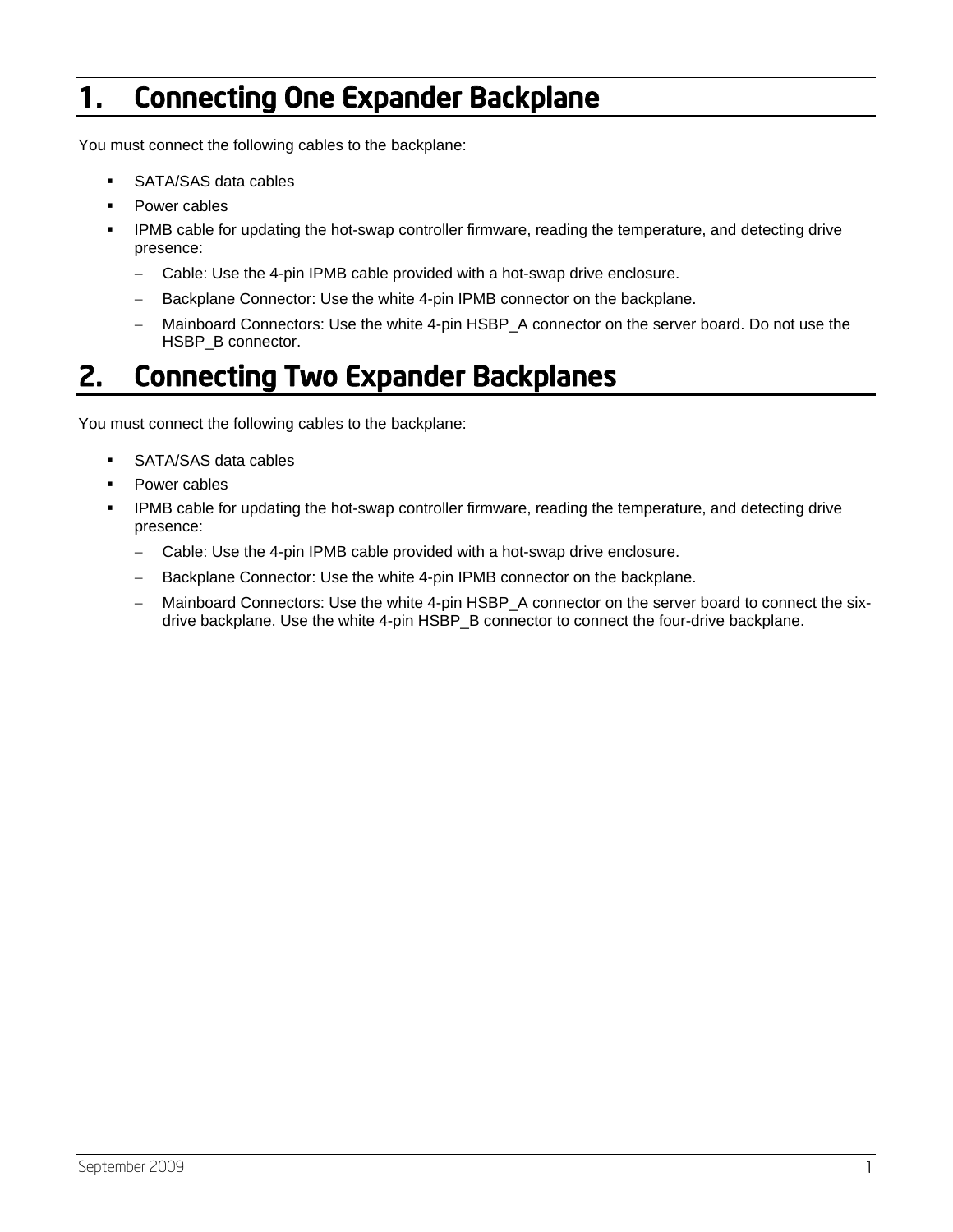# 1. Connecting One Expander Backplane

You must connect the following cables to the backplane:

- SATA/SAS data cables
- Power cables
- IPMB cable for updating the hot-swap controller firmware, reading the temperature, and detecting drive presence:
  - Cable: Use the 4-pin IPMB cable provided with a hot-swap drive enclosure.
  - Backplane Connector: Use the white 4-pin IPMB connector on the backplane.
  - Mainboard Connectors: Use the white 4-pin HSBP_A connector on the server board. Do not use the HSBP_B connector.

# 2. Connecting Two Expander Backplanes

You must connect the following cables to the backplane:

- SATA/SAS data cables
- Power cables
- IPMB cable for updating the hot-swap controller firmware, reading the temperature, and detecting drive presence:
  - Cable: Use the 4-pin IPMB cable provided with a hot-swap drive enclosure.
  - Backplane Connector: Use the white 4-pin IPMB connector on the backplane.
  - Mainboard Connectors: Use the white 4-pin HSBP_A connector on the server board to connect the six-drive backplane. Use the white 4-pin HSBP_B connector to connect the four-drive backplane.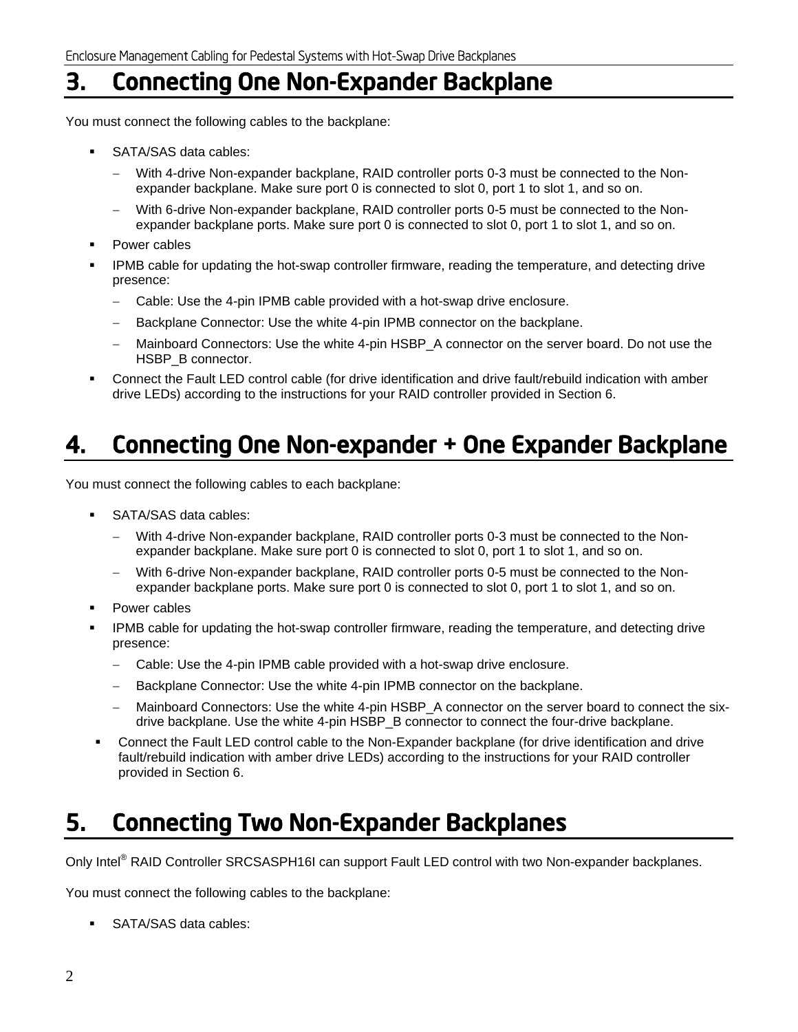# 3. Connecting One Non-Expander Backplane

You must connect the following cables to the backplane:

- SATA/SAS data cables:
  - With 4-drive Non-expander backplane, RAID controller ports 0-3 must be connected to the Non-expander backplane. Make sure port 0 is connected to slot 0, port 1 to slot 1, and so on.
  - With 6-drive Non-expander backplane, RAID controller ports 0-5 must be connected to the Non-expander backplane ports. Make sure port 0 is connected to slot 0, port 1 to slot 1, and so on.
- Power cables
- IPMB cable for updating the hot-swap controller firmware, reading the temperature, and detecting drive presence:
  - Cable: Use the 4-pin IPMB cable provided with a hot-swap drive enclosure.
  - Backplane Connector: Use the white 4-pin IPMB connector on the backplane.
  - Mainboard Connectors: Use the white 4-pin HSBP_A connector on the server board. Do not use the HSBP_B connector.
- Connect the Fault LED control cable (for drive identification and drive fault/rebuild indication with amber drive LEDs) according to the instructions for your RAID controller provided in Section 6.

# 4. Connecting One Non-expander + One Expander Backplane

You must connect the following cables to each backplane:

- SATA/SAS data cables:
  - With 4-drive Non-expander backplane, RAID controller ports 0-3 must be connected to the Non-expander backplane. Make sure port 0 is connected to slot 0, port 1 to slot 1, and so on.
  - With 6-drive Non-expander backplane, RAID controller ports 0-5 must be connected to the Non-expander backplane ports. Make sure port 0 is connected to slot 0, port 1 to slot 1, and so on.
- Power cables
- IPMB cable for updating the hot-swap controller firmware, reading the temperature, and detecting drive presence:
  - Cable: Use the 4-pin IPMB cable provided with a hot-swap drive enclosure.
  - Backplane Connector: Use the white 4-pin IPMB connector on the backplane.
  - Mainboard Connectors: Use the white 4-pin HSBP_A connector on the server board to connect the six-drive backplane. Use the white 4-pin HSBP_B connector to connect the four-drive backplane.
- Connect the Fault LED control cable to the Non-Expander backplane (for drive identification and drive fault/rebuild indication with amber drive LEDs) according to the instructions for your RAID controller provided in Section 6.

# 5. Connecting Two Non-Expander Backplanes

Only Intel® RAID Controller SRCSASPH16I can support Fault LED control with two Non-expander backplanes.

You must connect the following cables to the backplane:

- SATA/SAS data cables: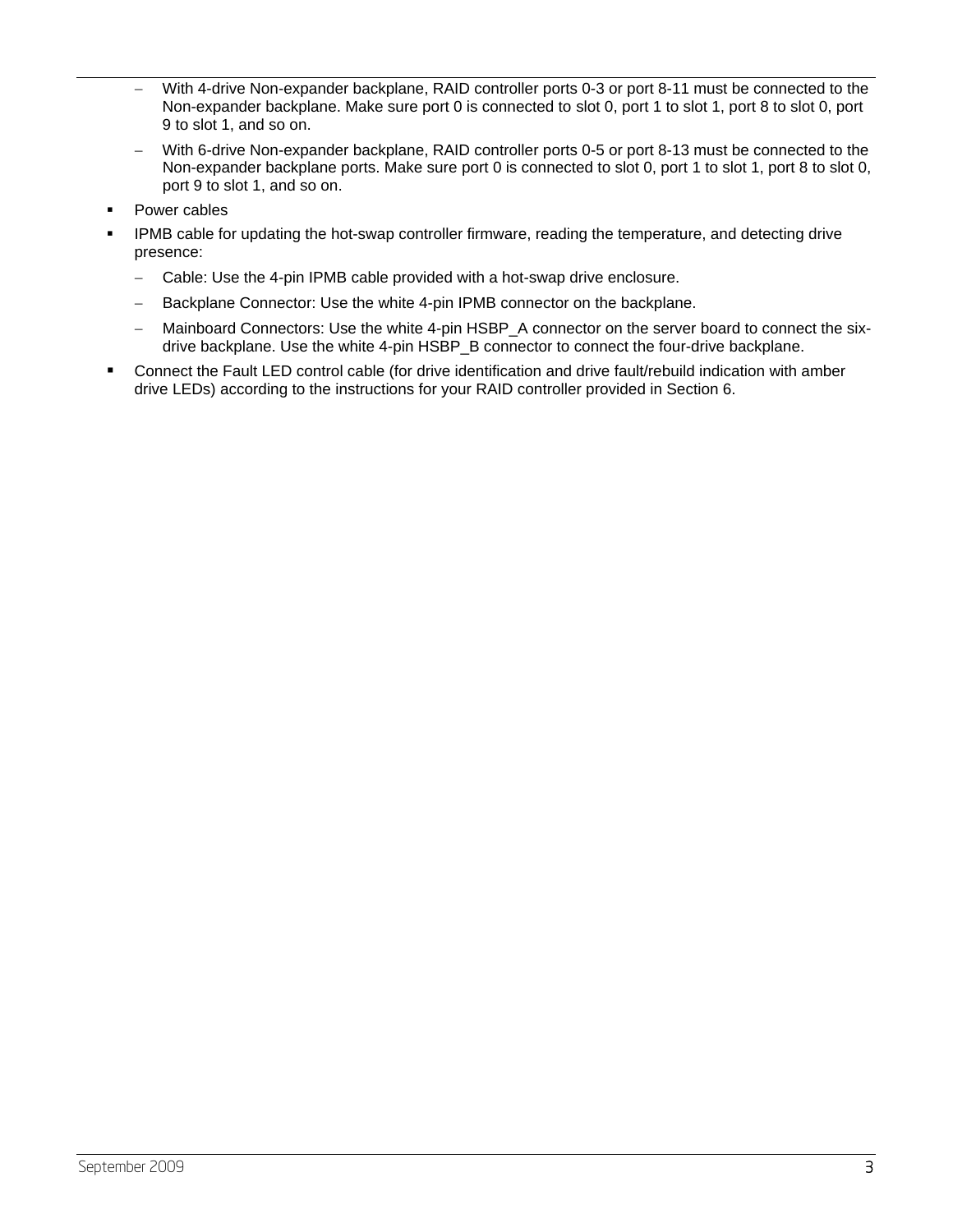- With 4-drive Non-expander backplane, RAID controller ports 0-3 or port 8-11 must be connected to the Non-expander backplane. Make sure port 0 is connected to slot 0, port 1 to slot 1, port 8 to slot 0, port 9 to slot 1, and so on.
  - With 6-drive Non-expander backplane, RAID controller ports 0-5 or port 8-13 must be connected to the Non-expander backplane ports. Make sure port 0 is connected to slot 0, port 1 to slot 1, port 8 to slot 0, port 9 to slot 1, and so on.
- Power cables
- IPMB cable for updating the hot-swap controller firmware, reading the temperature, and detecting drive presence:
  - Cable: Use the 4-pin IPMB cable provided with a hot-swap drive enclosure.
  - Backplane Connector: Use the white 4-pin IPMB connector on the backplane.
  - Mainboard Connectors: Use the white 4-pin HSBP_A connector on the server board to connect the six-drive backplane. Use the white 4-pin HSBP_B connector to connect the four-drive backplane.
- Connect the Fault LED control cable (for drive identification and drive fault/rebuild indication with amber drive LEDs) according to the instructions for your RAID controller provided in Section 6.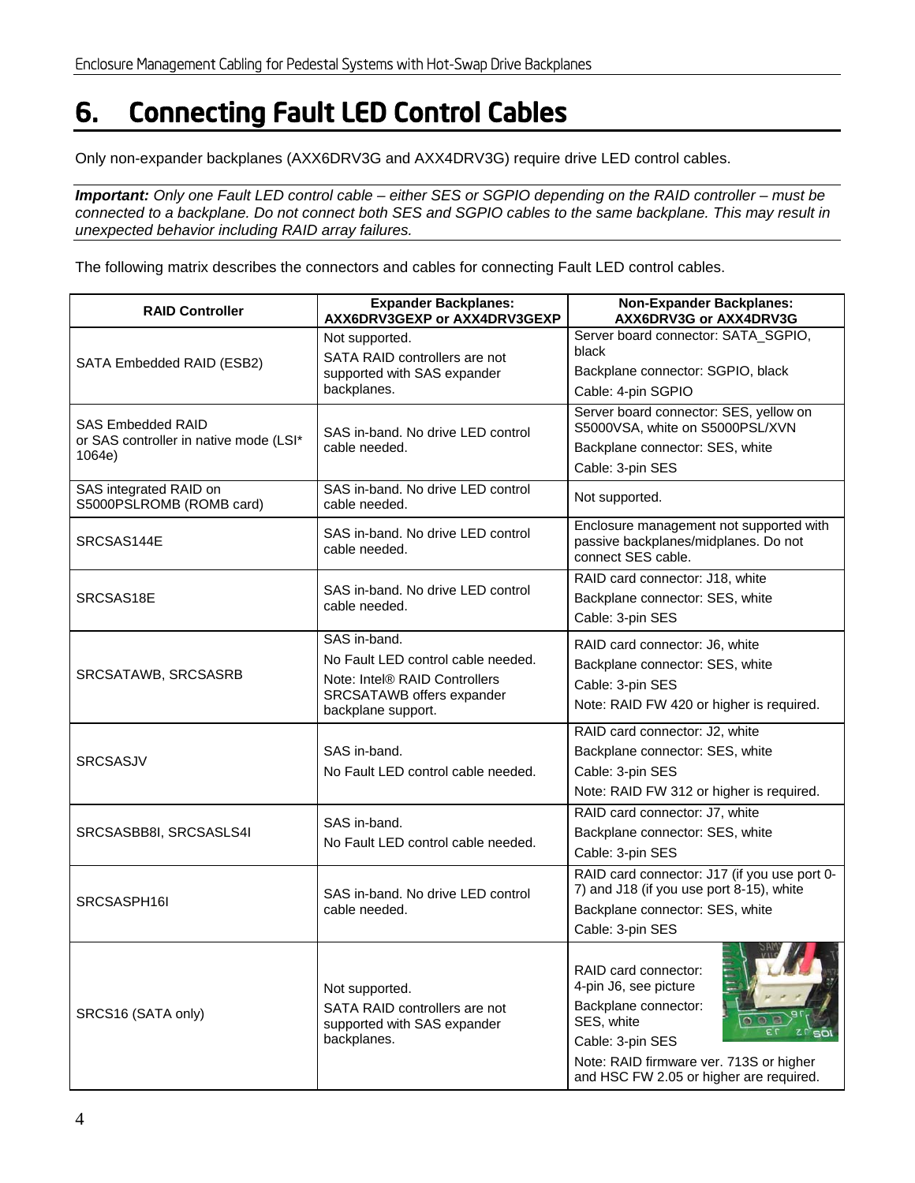# 6. Connecting Fault LED Control Cables

Only non-expander backplanes (AXX6DRV3G and AXX4DRV3G) require drive LED control cables.

***Important:*** *Only one Fault LED control cable – either SES or SGPIO depending on the RAID controller – must be connected to a backplane. Do not connect both SES and SGPIO cables to the same backplane. This may result in unexpected behavior including RAID array failures.*

The following matrix describes the connectors and cables for connecting Fault LED control cables.

| RAID Controller | Expander Backplanes: AXX6DRV3GEXP or AXX4DRV3GEXP | Non-Expander Backplanes: AXX6DRV3G or AXX4DRV3G |
|---|---|---|
| SATA Embedded RAID (ESB2) | Not supported. SATA RAID controllers are not supported with SAS expander backplanes. | Server board connector: SATA_SGPIO, black<br>Backplane connector: SGPIO, black<br>Cable: 4-pin SGPIO |
| SAS Embedded RAID or SAS controller in native mode (LSI* 1064e) | SAS in-band. No drive LED control cable needed. | Server board connector: SES, yellow on S5000VSA, white on S5000PSL/XVN<br>Backplane connector: SES, white<br>Cable: 3-pin SES |
| SAS integrated RAID on S5000PSLROMB (ROMB card) | SAS in-band. No drive LED control cable needed. | Not supported. |
| SRCSAS144E | SAS in-band. No drive LED control cable needed. | Enclosure management not supported with passive backplanes/midplanes. Do not connect SES cable. |
| SRCSAS18E | SAS in-band. No drive LED control cable needed. | RAID card connector: J18, white<br>Backplane connector: SES, white<br>Cable: 3-pin SES |
| SRCSATAWB, SRCSASRB | SAS in-band.<br>No Fault LED control cable needed.<br>Note: Intel® RAID Controllers SRCSATAWB offers expander backplane support. | RAID card connector: J6, white<br>Backplane connector: SES, white<br>Cable: 3-pin SES<br>Note: RAID FW 420 or higher is required. |
| SRCSASJV | SAS in-band.<br>No Fault LED control cable needed. | RAID card connector: J2, white<br>Backplane connector: SES, white<br>Cable: 3-pin SES<br>Note: RAID FW 312 or higher is required. |
| SRCSASBB8I, SRCSASLS4I | SAS in-band.<br>No Fault LED control cable needed. | RAID card connector: J7, white<br>Backplane connector: SES, white<br>Cable: 3-pin SES |
| SRCSASPH16I | SAS in-band. No drive LED control cable needed. | RAID card connector: J17 (if you use port 0-7) and J18 (if you use port 8-15), white<br>Backplane connector: SES, white<br>Cable: 3-pin SES |
| SRCS16 (SATA only) | Not supported.<br>SATA RAID controllers are not supported with SAS expander backplanes. | RAID card connector: 4-pin J6, see picture<br>Backplane connector: SES, white<br>Cable: 3-pin SES<br>Note: RAID firmware ver. 713S or higher and HSC FW 2.05 or higher are required. |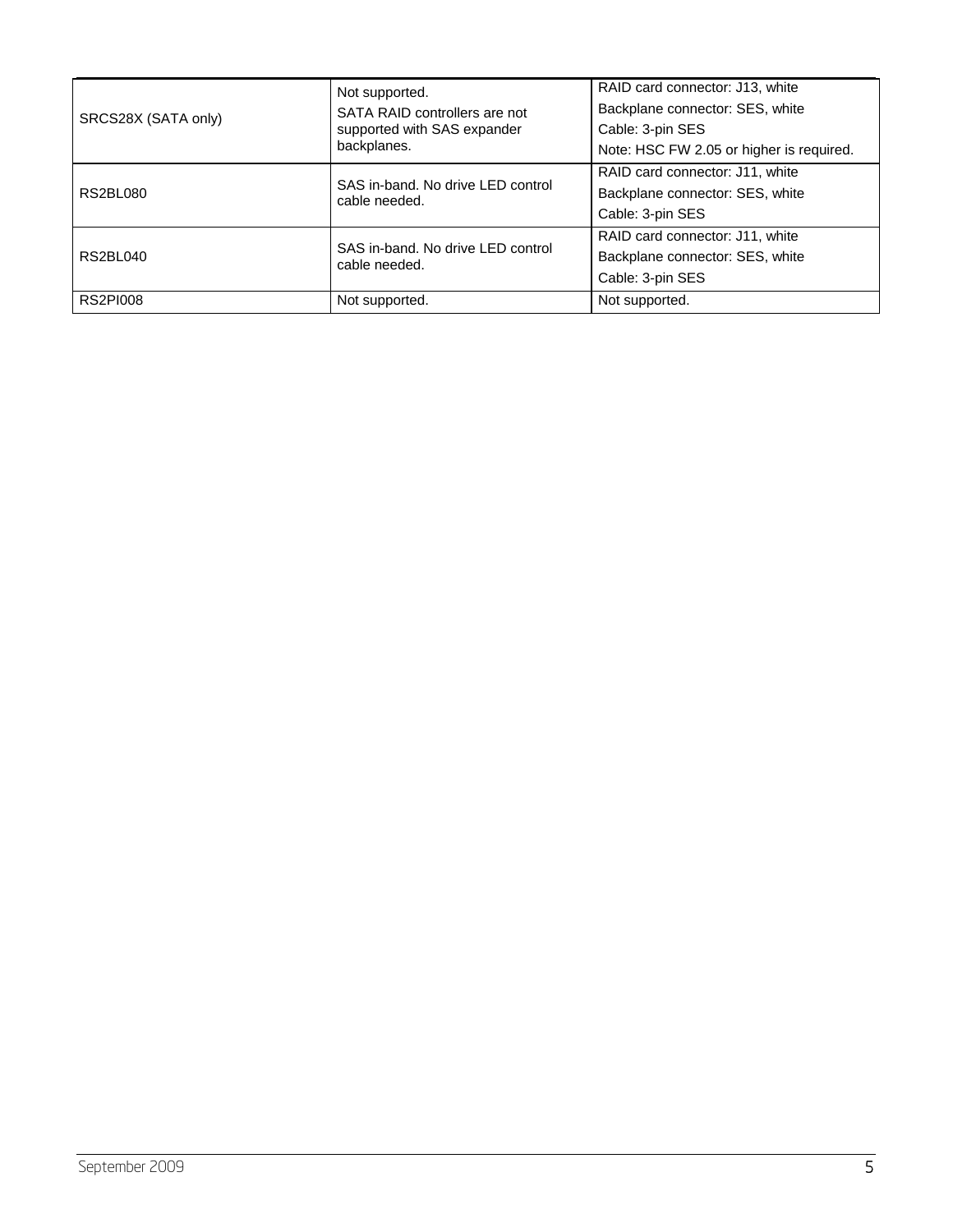| | | |
|---|---|---|
| SRCS28X (SATA only) | Not supported.<br>SATA RAID controllers are not supported with SAS expander backplanes. | RAID card connector: J13, white<br>Backplane connector: SES, white<br>Cable: 3-pin SES<br>Note: HSC FW 2.05 or higher is required. |
| RS2BL080 | SAS in-band. No drive LED control cable needed. | RAID card connector: J11, white<br>Backplane connector: SES, white<br>Cable: 3-pin SES |
| RS2BL040 | SAS in-band. No drive LED control cable needed. | RAID card connector: J11, white<br>Backplane connector: SES, white<br>Cable: 3-pin SES |
| RS2PI008 | Not supported. | Not supported. |